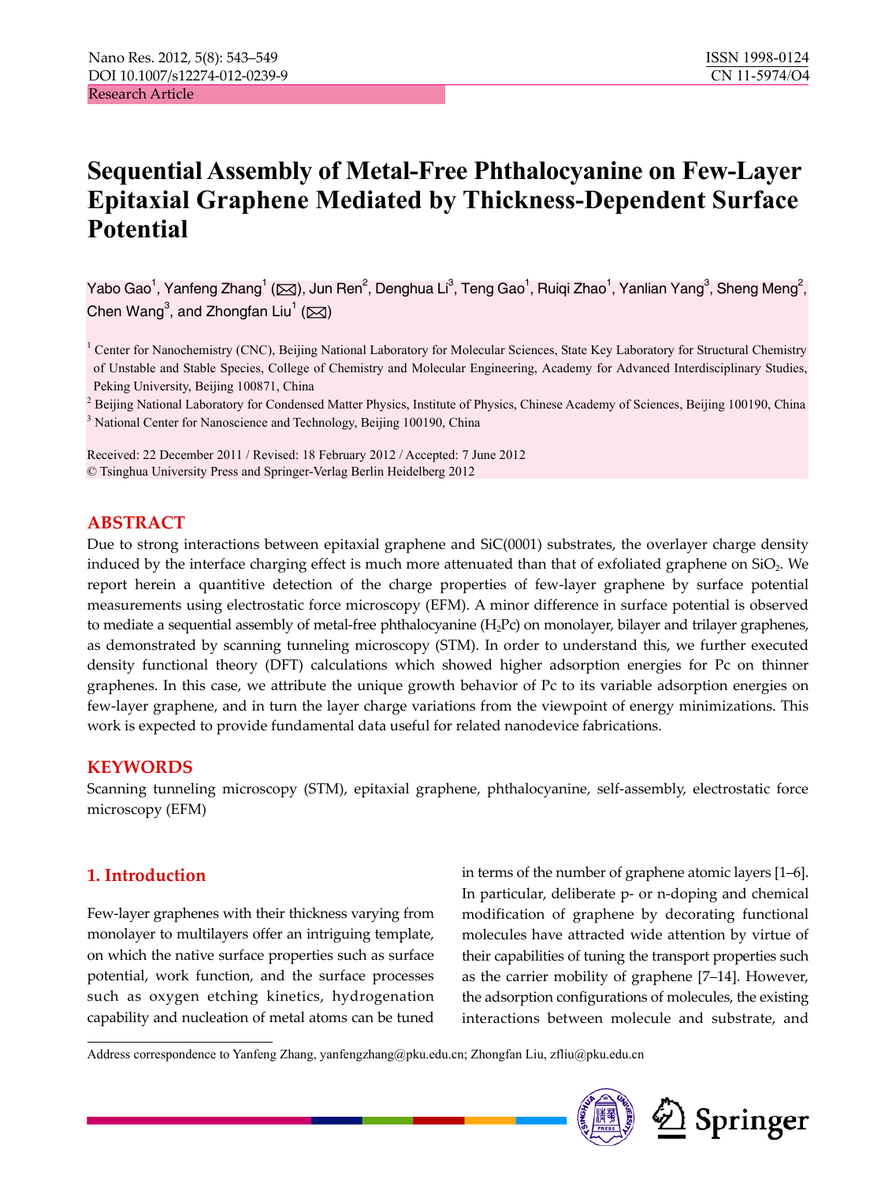Research Article

# Sequential Assembly of Metal-Free Phthalocyanine on Few-Layer Epitaxial Graphene Mediated by Thickness-Dependent Surface Potential

Yabo Gao[1], Yanfeng Zhang[1] (✉), Jun Ren[2], Denghua Li[3], Teng Gao[1], Ruiqi Zhao[1], Yanlian Yang[3], Sheng Meng[2], Chen Wang[3], and Zhongfan Liu[1] (✉)

[1] Center for Nanochemistry (CNC), Beijing National Laboratory for Molecular Sciences, State Key Laboratory for Structural Chemistry of Unstable and Stable Species, College of Chemistry and Molecular Engineering, Academy for Advanced Interdisciplinary Studies, Peking University, Beijing 100871, China

[2] Beijing National Laboratory for Condensed Matter Physics, Institute of Physics, Chinese Academy of Sciences, Beijing 100190, China

[3] National Center for Nanoscience and Technology, Beijing 100190, China

Received: 22 December 2011 / Revised: 18 February 2012 / Accepted: 7 June 2012

© Tsinghua University Press and Springer-Verlag Berlin Heidelberg 2012

## ABSTRACT

Due to strong interactions between epitaxial graphene and SiC(0001) substrates, the overlayer charge density induced by the interface charging effect is much more attenuated than that of exfoliated graphene on $SiO_2$. We report herein a quantitive detection of the charge properties of few-layer graphene by surface potential measurements using electrostatic force microscopy (EFM). A minor difference in surface potential is observed to mediate a sequential assembly of metal-free phthalocyanine ($H_2Pc$) on monolayer, bilayer and trilayer graphenes, as demonstrated by scanning tunneling microscopy (STM). In order to understand this, we further executed density functional theory (DFT) calculations which showed higher adsorption energies for Pc on thinner graphenes. In this case, we attribute the unique growth behavior of Pc to its variable adsorption energies on few-layer graphene, and in turn the layer charge variations from the viewpoint of energy minimizations. This work is expected to provide fundamental data useful for related nanodevice fabrications.

## KEYWORDS

Scanning tunneling microscopy (STM), epitaxial graphene, phthalocyanine, self-assembly, electrostatic force microscopy (EFM)

## 1. Introduction

Few-layer graphenes with their thickness varying from monolayer to multilayers offer an intriguing template, on which the native surface properties such as surface potential, work function, and the surface processes such as oxygen etching kinetics, hydrogenation capability and nucleation of metal atoms can be tuned in terms of the number of graphene atomic layers [1–6]. In particular, deliberate p- or n-doping and chemical modification of graphene by decorating functional molecules have attracted wide attention by virtue of their capabilities of tuning the transport properties such as the carrier mobility of graphene [7–14]. However, the adsorption configurations of molecules, the existing interactions between molecule and substrate, and

Address correspondence to Yanfeng Zhang, yanfengzhang@pku.edu.cn; Zhongfan Liu, zfliu@pku.edu.cn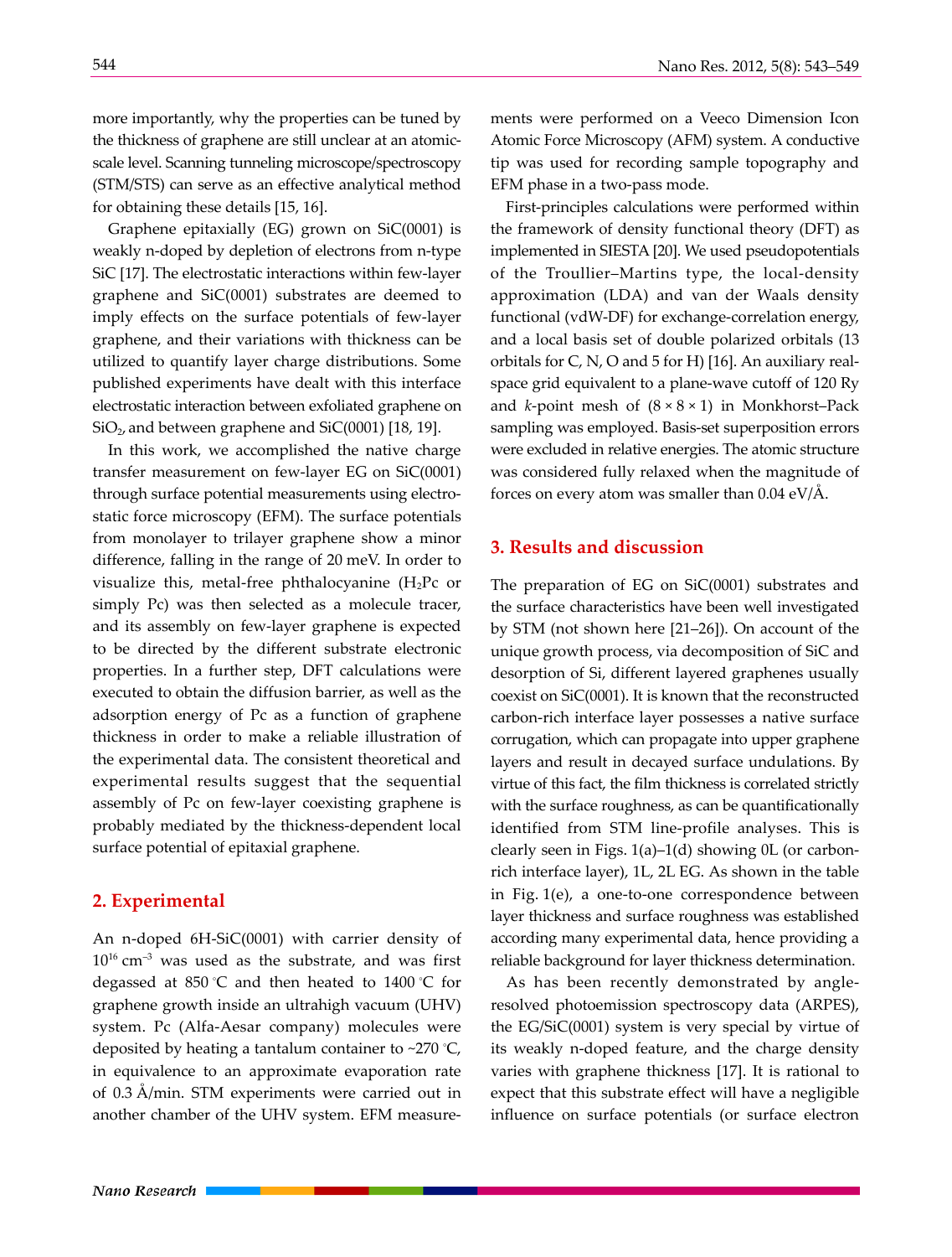more importantly, why the properties can be tuned by the thickness of graphene are still unclear at an atomic-scale level. Scanning tunneling microscope/spectroscopy (STM/STS) can serve as an effective analytical method for obtaining these details [15, 16].

Graphene epitaxially (EG) grown on SiC(0001) is weakly n-doped by depletion of electrons from n-type SiC [17]. The electrostatic interactions within few-layer graphene and SiC(0001) substrates are deemed to imply effects on the surface potentials of few-layer graphene, and their variations with thickness can be utilized to quantify layer charge distributions. Some published experiments have dealt with this interface electrostatic interaction between exfoliated graphene on $SiO_2$, and between graphene and SiC(0001) [18, 19].

In this work, we accomplished the native charge transfer measurement on few-layer EG on SiC(0001) through surface potential measurements using electrostatic force microscopy (EFM). The surface potentials from monolayer to trilayer graphene show a minor difference, falling in the range of 20 meV. In order to visualize this, metal-free phthalocyanine ($H_2Pc$ or simply Pc) was then selected as a molecule tracer, and its assembly on few-layer graphene is expected to be directed by the different substrate electronic properties. In a further step, DFT calculations were executed to obtain the diffusion barrier, as well as the adsorption energy of Pc as a function of graphene thickness in order to make a reliable illustration of the experimental data. The consistent theoretical and experimental results suggest that the sequential assembly of Pc on few-layer coexisting graphene is probably mediated by the thickness-dependent local surface potential of epitaxial graphene.

## 2. Experimental

An n-doped 6H-SiC(0001) with carrier density of $10^{16}$ cm$^{-3}$ was used as the substrate, and was first degassed at 850 °C and then heated to 1400 °C for graphene growth inside an ultrahigh vacuum (UHV) system. Pc (Alfa-Aesar company) molecules were deposited by heating a tantalum container to ~270 °C, in equivalence to an approximate evaporation rate of 0.3 Å/min. STM experiments were carried out in another chamber of the UHV system. EFM measurements were performed on a Veeco Dimension Icon Atomic Force Microscopy (AFM) system. A conductive tip was used for recording sample topography and EFM phase in a two-pass mode.

First-principles calculations were performed within the framework of density functional theory (DFT) as implemented in SIESTA [20]. We used pseudopotentials of the Troullier–Martins type, the local-density approximation (LDA) and van der Waals density functional (vdW-DF) for exchange-correlation energy, and a local basis set of double polarized orbitals (13 orbitals for C, N, O and 5 for H) [16]. An auxiliary real-space grid equivalent to a plane-wave cutoff of 120 Ry and *k*-point mesh of $(8 \times 8 \times 1)$ in Monkhorst–Pack sampling was employed. Basis-set superposition errors were excluded in relative energies. The atomic structure was considered fully relaxed when the magnitude of forces on every atom was smaller than 0.04 eV/Å.

## 3. Results and discussion

The preparation of EG on SiC(0001) substrates and the surface characteristics have been well investigated by STM (not shown here [21–26]). On account of the unique growth process, via decomposition of SiC and desorption of Si, different layered graphenes usually coexist on SiC(0001). It is known that the reconstructed carbon-rich interface layer possesses a native surface corrugation, which can propagate into upper graphene layers and result in decayed surface undulations. By virtue of this fact, the film thickness is correlated strictly with the surface roughness, as can be quantificationally identified from STM line-profile analyses. This is clearly seen in Figs. 1(a)–1(d) showing 0L (or carbon-rich interface layer), 1L, 2L EG. As shown in the table in Fig. 1(e), a one-to-one correspondence between layer thickness and surface roughness was established according many experimental data, hence providing a reliable background for layer thickness determination.

As has been recently demonstrated by angle-resolved photoemission spectroscopy data (ARPES), the EG/SiC(0001) system is very special by virtue of its weakly n-doped feature, and the charge density varies with graphene thickness [17]. It is rational to expect that this substrate effect will have a negligible influence on surface potentials (or surface electron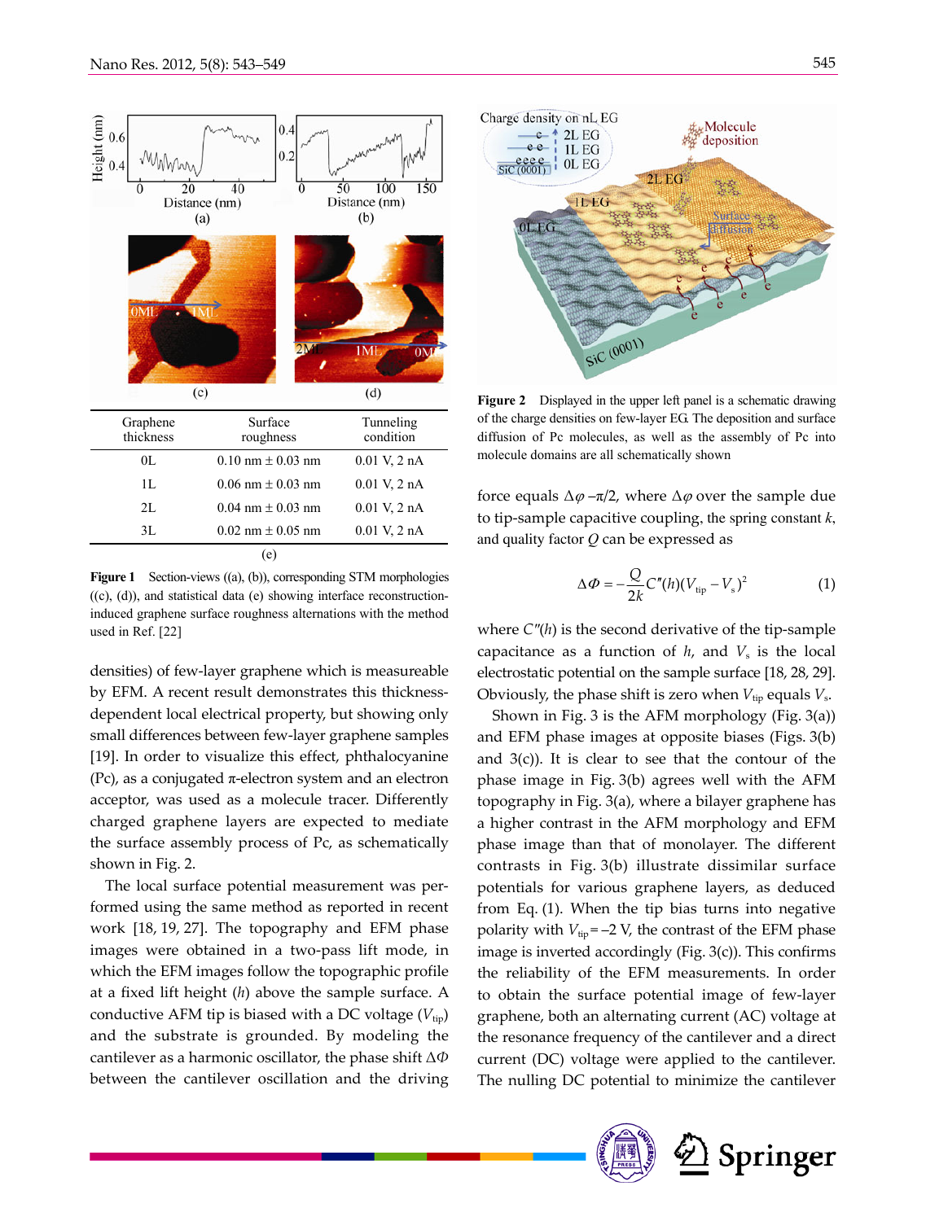| Graphene thickness | Surface roughness | Tunneling condition |
|---|---|---|
| 0L | 0.10 nm ± 0.03 nm | 0.01 V, 2 nA |
| 1L | 0.06 nm ± 0.03 nm | 0.01 V, 2 nA |
| 2L | 0.04 nm ± 0.03 nm | 0.01 V, 2 nA |
| 3L | 0.02 nm ± 0.05 nm | 0.01 V, 2 nA |

(e)

**Figure 1** Section-views ((a), (b)), corresponding STM morphologies ((c), (d)), and statistical data (e) showing interface reconstruction-induced graphene surface roughness alternations with the method used in Ref. [22]

densities) of few-layer graphene which is measureable by EFM. A recent result demonstrates this thickness-dependent local electrical property, but showing only small differences between few-layer graphene samples [19]. In order to visualize this effect, phthalocyanine (Pc), as a conjugated $\pi$-electron system and an electron acceptor, was used as a molecule tracer. Differently charged graphene layers are expected to mediate the surface assembly process of Pc, as schematically shown in Fig. 2.

The local surface potential measurement was performed using the same method as reported in recent work [18, 19, 27]. The topography and EFM phase images were obtained in a two-pass lift mode, in which the EFM images follow the topographic profile at a fixed lift height ($h$) above the sample surface. A conductive AFM tip is biased with a DC voltage ($V_{tip}$) and the substrate is grounded. By modeling the cantilever as a harmonic oscillator, the phase shift $\Delta\Phi$ between the cantilever oscillation and the driving

**Figure 2** Displayed in the upper left panel is a schematic drawing of the charge densities on few-layer EG. The deposition and surface diffusion of Pc molecules, as well as the assembly of Pc into molecule domains are all schematically shown

force equals $\Delta\varphi - \pi/2$, where $\Delta\varphi$ over the sample due to tip-sample capacitive coupling, the spring constant $k$, and quality factor $Q$ can be expressed as

$$\Delta\Phi = -\frac{Q}{2k}C''(h)(V_{tip} - V_s)^2 \qquad (1)$$

where $C''(h)$ is the second derivative of the tip-sample capacitance as a function of $h$, and $V_s$ is the local electrostatic potential on the sample surface [18, 28, 29]. Obviously, the phase shift is zero when $V_{tip}$ equals $V_s$.

Shown in Fig. 3 is the AFM morphology (Fig. 3(a)) and EFM phase images at opposite biases (Figs. 3(b) and 3(c)). It is clear to see that the contour of the phase image in Fig. 3(b) agrees well with the AFM topography in Fig. 3(a), where a bilayer graphene has a higher contrast in the AFM morphology and EFM phase image than that of monolayer. The different contrasts in Fig. 3(b) illustrate dissimilar surface potentials for various graphene layers, as deduced from Eq. (1). When the tip bias turns into negative polarity with $V_{tip} = -2$ V, the contrast of the EFM phase image is inverted accordingly (Fig. 3(c)). This confirms the reliability of the EFM measurements. In order to obtain the surface potential image of few-layer graphene, both an alternating current (AC) voltage at the resonance frequency of the cantilever and a direct current (DC) voltage were applied to the cantilever. The nulling DC potential to minimize the cantilever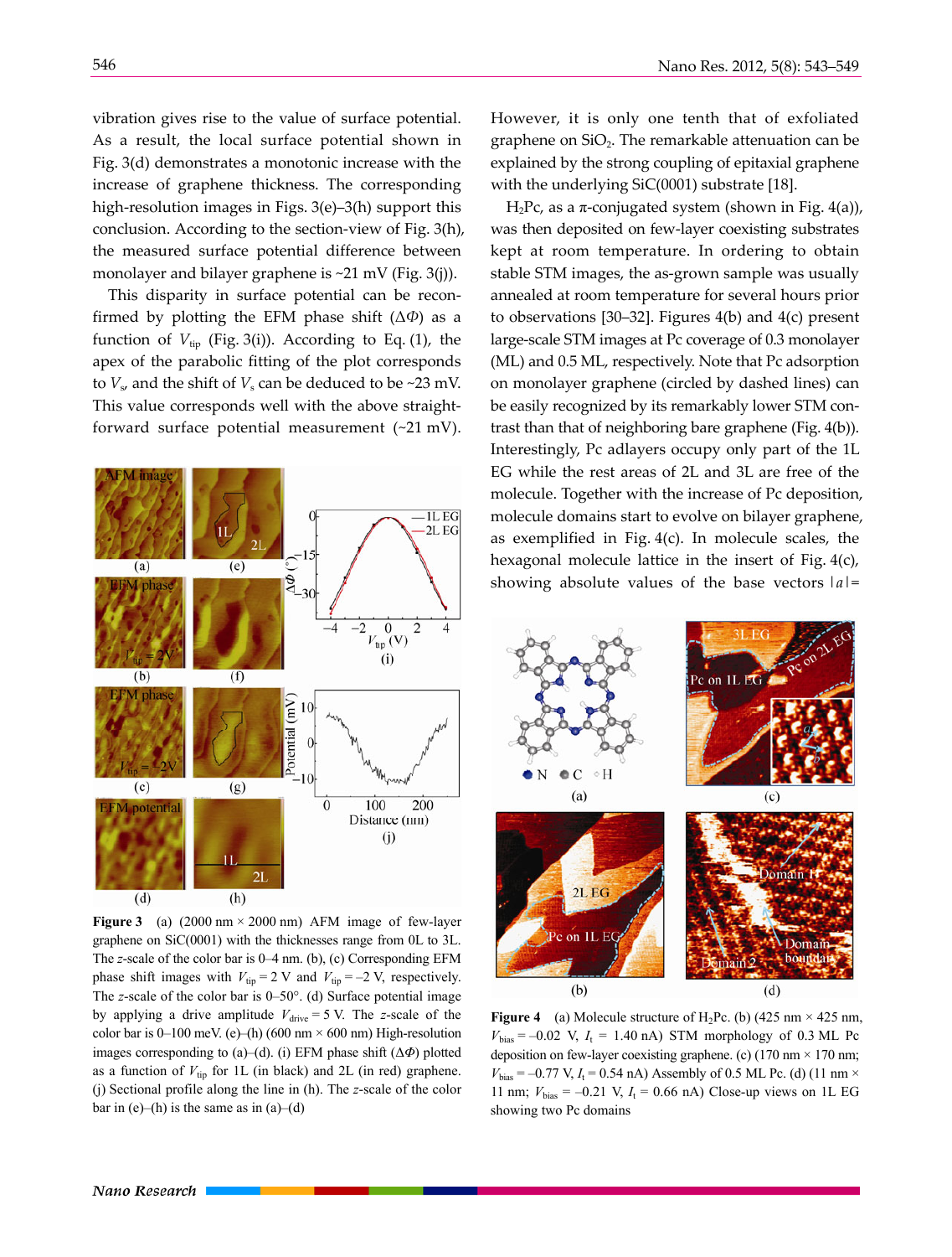vibration gives rise to the value of surface potential. As a result, the local surface potential shown in Fig. 3(d) demonstrates a monotonic increase with the increase of graphene thickness. The corresponding high-resolution images in Figs. 3(e)–3(h) support this conclusion. According to the section-view of Fig. 3(h), the measured surface potential difference between monolayer and bilayer graphene is ~21 mV (Fig. 3(j)).

This disparity in surface potential can be reconfirmed by plotting the EFM phase shift ($\Delta\Phi$) as a function of $V_{tip}$ (Fig. 3(i)). According to Eq. (1), the apex of the parabolic fitting of the plot corresponds to $V_s$, and the shift of $V_s$ can be deduced to be ~23 mV. This value corresponds well with the above straightforward surface potential measurement (~21 mV).

**Figure 3** (a) (2000 nm × 2000 nm) AFM image of few-layer graphene on SiC(0001) with the thicknesses range from 0L to 3L. The *z*-scale of the color bar is 0–4 nm. (b), (c) Corresponding EFM phase shift images with $V_{tip}$ = 2 V and $V_{tip}$ = –2 V, respectively. The *z*-scale of the color bar is 0–50°. (d) Surface potential image by applying a drive amplitude $V_{drive}$ = 5 V. The *z*-scale of the color bar is 0–100 meV. (e)–(h) (600 nm × 600 nm) High-resolution images corresponding to (a)–(d). (i) EFM phase shift ($\Delta\Phi$) plotted as a function of $V_{tip}$ for 1L (in black) and 2L (in red) graphene. (j) Sectional profile along the line in (h). The *z*-scale of the color bar in (e)–(h) is the same as in (a)–(d)

However, it is only one tenth that of exfoliated graphene on $SiO_2$. The remarkable attenuation can be explained by the strong coupling of epitaxial graphene with the underlying SiC(0001) substrate [18].

$H_2Pc$, as a π-conjugated system (shown in Fig. 4(a)), was then deposited on few-layer coexisting substrates kept at room temperature. In ordering to obtain stable STM images, the as-grown sample was usually annealed at room temperature for several hours prior to observations [30–32]. Figures 4(b) and 4(c) present large-scale STM images at Pc coverage of 0.3 monolayer (ML) and 0.5 ML, respectively. Note that Pc adsorption on monolayer graphene (circled by dashed lines) can be easily recognized by its remarkably lower STM contrast than that of neighboring bare graphene (Fig. 4(b)). Interestingly, Pc adlayers occupy only part of the 1L EG while the rest areas of 2L and 3L are free of the molecule. Together with the increase of Pc deposition, molecule domains start to evolve on bilayer graphene, as exemplified in Fig. 4(c). In molecule scales, the hexagonal molecule lattice in the insert of Fig. 4(c), showing absolute values of the base vectors |*a*|=

**Figure 4** (a) Molecule structure of $H_2Pc$. (b) (425 nm × 425 nm, $V_{bias}$ = –0.02 V, $I_t$ = 1.40 nA) STM morphology of 0.3 ML Pc deposition on few-layer coexisting graphene. (c) (170 nm × 170 nm; $V_{bias}$ = –0.77 V, $I_t$ = 0.54 nA) Assembly of 0.5 ML Pc. (d) (11 nm × 11 nm; $V_{bias}$ = –0.21 V, $I_t$ = 0.66 nA) Close-up views on 1L EG showing two Pc domains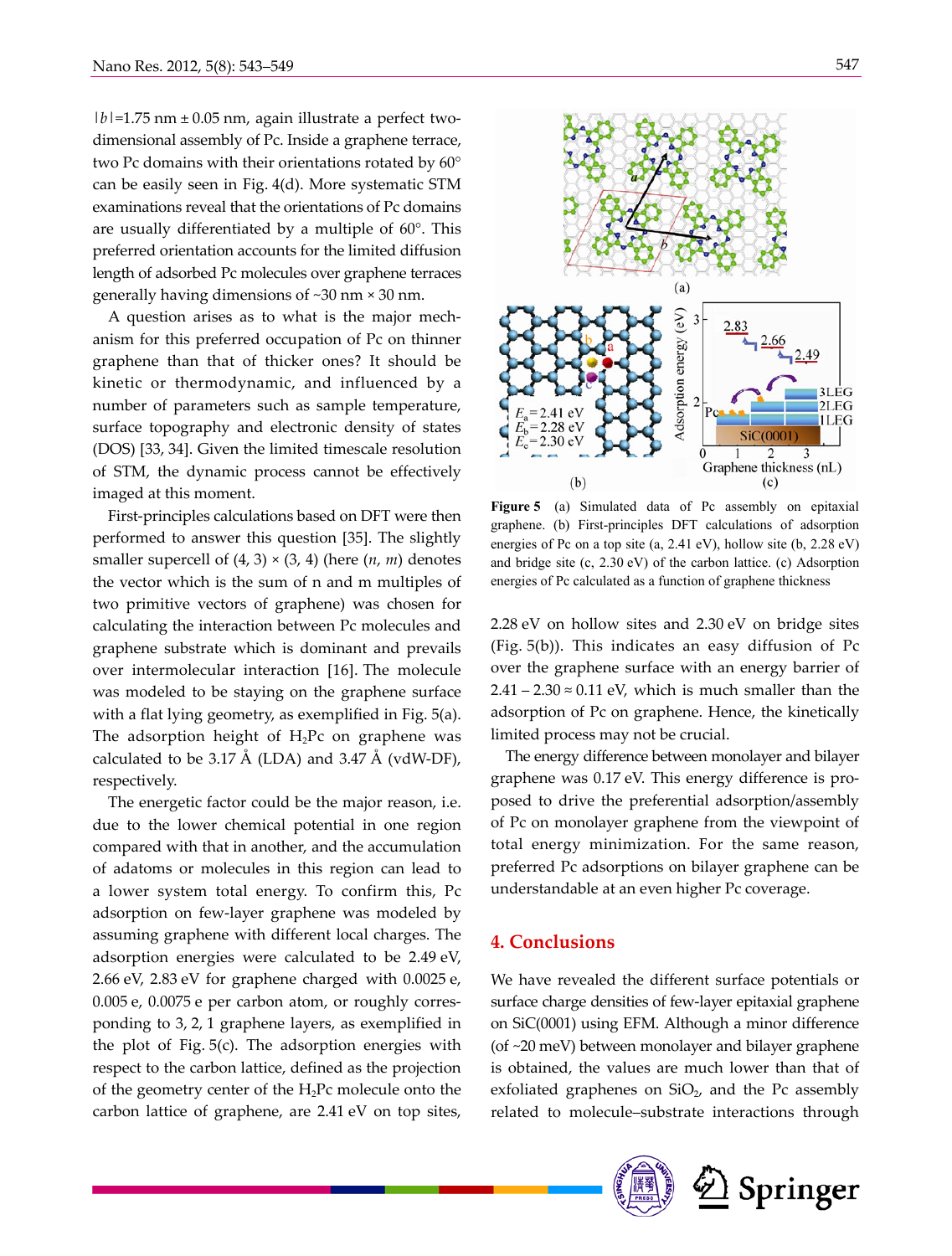|b|=1.75 nm ± 0.05 nm, again illustrate a perfect two-dimensional assembly of Pc. Inside a graphene terrace, two Pc domains with their orientations rotated by 60° can be easily seen in Fig. 4(d). More systematic STM examinations reveal that the orientations of Pc domains are usually differentiated by a multiple of 60°. This preferred orientation accounts for the limited diffusion length of adsorbed Pc molecules over graphene terraces generally having dimensions of ~30 nm × 30 nm.

A question arises as to what is the major mechanism for this preferred occupation of Pc on thinner graphene than that of thicker ones? It should be kinetic or thermodynamic, and influenced by a number of parameters such as sample temperature, surface topography and electronic density of states (DOS) [33, 34]. Given the limited timescale resolution of STM, the dynamic process cannot be effectively imaged at this moment.

First-principles calculations based on DFT were then performed to answer this question [35]. The slightly smaller supercell of (4, 3) × (3, 4) (here (*n*, *m*) denotes the vector which is the sum of n and m multiples of two primitive vectors of graphene) was chosen for calculating the interaction between Pc molecules and graphene substrate which is dominant and prevails over intermolecular interaction [16]. The molecule was modeled to be staying on the graphene surface with a flat lying geometry, as exemplified in Fig. 5(a). The adsorption height of $H_2$Pc on graphene was calculated to be 3.17 Å (LDA) and 3.47 Å (vdW-DF), respectively.

The energetic factor could be the major reason, i.e. due to the lower chemical potential in one region compared with that in another, and the accumulation of adatoms or molecules in this region can lead to a lower system total energy. To confirm this, Pc adsorption on few-layer graphene was modeled by assuming graphene with different local charges. The adsorption energies were calculated to be 2.49 eV, 2.66 eV, 2.83 eV for graphene charged with 0.0025 e, 0.005 e, 0.0075 e per carbon atom, or roughly corresponding to 3, 2, 1 graphene layers, as exemplified in the plot of Fig. 5(c). The adsorption energies with respect to the carbon lattice, defined as the projection of the geometry center of the $H_2$Pc molecule onto the carbon lattice of graphene, are 2.41 eV on top sites, 2.28 eV on hollow sites and 2.30 eV on bridge sites (Fig. 5(b)). This indicates an easy diffusion of Pc over the graphene surface with an energy barrier of 2.41 – 2.30 ≈ 0.11 eV, which is much smaller than the adsorption of Pc on graphene. Hence, the kinetically limited process may not be crucial.

**Figure 5** (a) Simulated data of Pc assembly on epitaxial graphene. (b) First-principles DFT calculations of adsorption energies of Pc on a top site (a, 2.41 eV), hollow site (b, 2.28 eV) and bridge site (c, 2.30 eV) of the carbon lattice. (c) Adsorption energies of Pc calculated as a function of graphene thickness

The energy difference between monolayer and bilayer graphene was 0.17 eV. This energy difference is proposed to drive the preferential adsorption/assembly of Pc on monolayer graphene from the viewpoint of total energy minimization. For the same reason, preferred Pc adsorptions on bilayer graphene can be understandable at an even higher Pc coverage.

## 4. Conclusions

We have revealed the different surface potentials or surface charge densities of few-layer epitaxial graphene on SiC(0001) using EFM. Although a minor difference (of ~20 meV) between monolayer and bilayer graphene is obtained, the values are much lower than that of exfoliated graphenes on $SiO_2$, and the Pc assembly related to molecule–substrate interactions through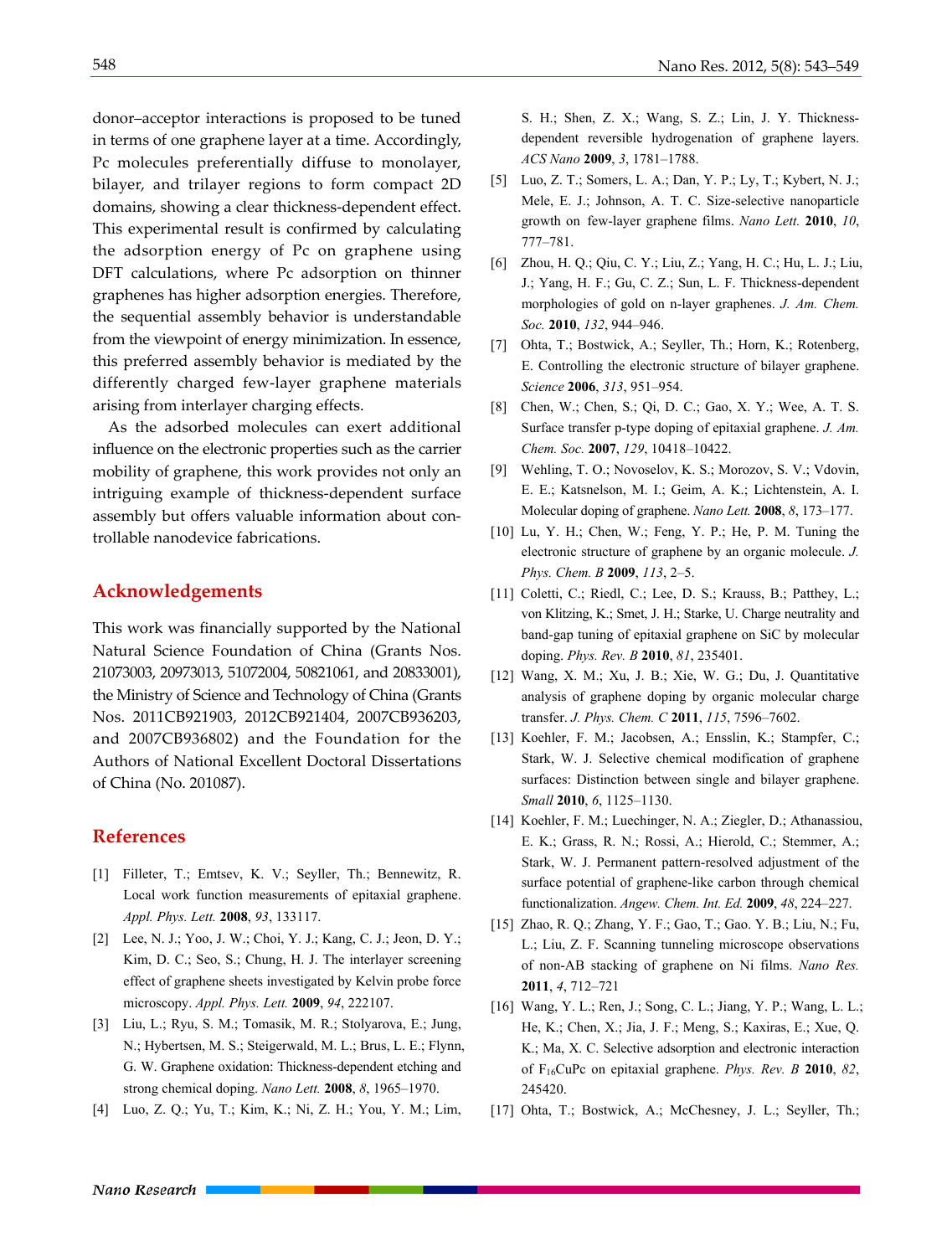donor–acceptor interactions is proposed to be tuned in terms of one graphene layer at a time. Accordingly, Pc molecules preferentially diffuse to monolayer, bilayer, and trilayer regions to form compact 2D domains, showing a clear thickness-dependent effect. This experimental result is confirmed by calculating the adsorption energy of Pc on graphene using DFT calculations, where Pc adsorption on thinner graphenes has higher adsorption energies. Therefore, the sequential assembly behavior is understandable from the viewpoint of energy minimization. In essence, this preferred assembly behavior is mediated by the differently charged few-layer graphene materials arising from interlayer charging effects.

As the adsorbed molecules can exert additional influence on the electronic properties such as the carrier mobility of graphene, this work provides not only an intriguing example of thickness-dependent surface assembly but offers valuable information about controllable nanodevice fabrications.

## Acknowledgements

This work was financially supported by the National Natural Science Foundation of China (Grants Nos. 21073003, 20973013, 51072004, 50821061, and 20833001), the Ministry of Science and Technology of China (Grants Nos. 2011CB921903, 2012CB921404, 2007CB936203, and 2007CB936802) and the Foundation for the Authors of National Excellent Doctoral Dissertations of China (No. 201087).

## References

[1] Filleter, T.; Emtsev, K. V.; Seyller, Th.; Bennewitz, R. Local work function measurements of epitaxial graphene. *Appl. Phys. Lett.* **2008**, *93*, 133117.

[2] Lee, N. J.; Yoo, J. W.; Choi, Y. J.; Kang, C. J.; Jeon, D. Y.; Kim, D. C.; Seo, S.; Chung, H. J. The interlayer screening effect of graphene sheets investigated by Kelvin probe force microscopy. *Appl. Phys. Lett.* **2009**, *94*, 222107.

[3] Liu, L.; Ryu, S. M.; Tomasik, M. R.; Stolyarova, E.; Jung, N.; Hybertsen, M. S.; Steigerwald, M. L.; Brus, L. E.; Flynn, G. W. Graphene oxidation: Thickness-dependent etching and strong chemical doping. *Nano Lett.* **2008**, *8*, 1965–1970.

[4] Luo, Z. Q.; Yu, T.; Kim, K.; Ni, Z. H.; You, Y. M.; Lim, S. H.; Shen, Z. X.; Wang, S. Z.; Lin, J. Y. Thickness-dependent reversible hydrogenation of graphene layers. *ACS Nano* **2009**, *3*, 1781–1788.

[5] Luo, Z. T.; Somers, L. A.; Dan, Y. P.; Ly, T.; Kybert, N. J.; Mele, E. J.; Johnson, A. T. C. Size-selective nanoparticle growth on few-layer graphene films. *Nano Lett.* **2010**, *10*, 777–781.

[6] Zhou, H. Q.; Qiu, C. Y.; Liu, Z.; Yang, H. C.; Hu, L. J.; Liu, J.; Yang, H. F.; Gu, C. Z.; Sun, L. F. Thickness-dependent morphologies of gold on n-layer graphenes. *J. Am. Chem. Soc.* **2010**, *132*, 944–946.

[7] Ohta, T.; Bostwick, A.; Seyller, Th.; Horn, K.; Rotenberg, E. Controlling the electronic structure of bilayer graphene. *Science* **2006**, *313*, 951–954.

[8] Chen, W.; Chen, S.; Qi, D. C.; Gao, X. Y.; Wee, A. T. S. Surface transfer p-type doping of epitaxial graphene. *J. Am. Chem. Soc.* **2007**, *129*, 10418–10422.

[9] Wehling, T. O.; Novoselov, K. S.; Morozov, S. V.; Vdovin, E. E.; Katsnelson, M. I.; Geim, A. K.; Lichtenstein, A. I. Molecular doping of graphene. *Nano Lett.* **2008**, *8*, 173–177.

[10] Lu, Y. H.; Chen, W.; Feng, Y. P.; He, P. M. Tuning the electronic structure of graphene by an organic molecule. *J. Phys. Chem. B* **2009**, *113*, 2–5.

[11] Coletti, C.; Riedl, C.; Lee, D. S.; Krauss, B.; Patthey, L.; von Klitzing, K.; Smet, J. H.; Starke, U. Charge neutrality and band-gap tuning of epitaxial graphene on SiC by molecular doping. *Phys. Rev. B* **2010**, *81*, 235401.

[12] Wang, X. M.; Xu, J. B.; Xie, W. G.; Du, J. Quantitative analysis of graphene doping by organic molecular charge transfer. *J. Phys. Chem. C* **2011**, *115*, 7596–7602.

[13] Koehler, F. M.; Jacobsen, A.; Ensslin, K.; Stampfer, C.; Stark, W. J. Selective chemical modification of graphene surfaces: Distinction between single and bilayer graphene. *Small* **2010**, *6*, 1125–1130.

[14] Koehler, F. M.; Luechinger, N. A.; Ziegler, D.; Athanassiou, E. K.; Grass, R. N.; Rossi, A.; Hierold, C.; Stemmer, A.; Stark, W. J. Permanent pattern-resolved adjustment of the surface potential of graphene-like carbon through chemical functionalization. *Angew. Chem. Int. Ed.* **2009**, *48*, 224–227.

[15] Zhao, R. Q.; Zhang, Y. F.; Gao, T.; Gao. Y. B.; Liu, N.; Fu, L.; Liu, Z. F. Scanning tunneling microscope observations of non-AB stacking of graphene on Ni films. *Nano Res.* **2011**, *4*, 712–721

[16] Wang, Y. L.; Ren, J.; Song, C. L.; Jiang, Y. P.; Wang, L. L.; He, K.; Chen, X.; Jia, J. F.; Meng, S.; Kaxiras, E.; Xue, Q. K.; Ma, X. C. Selective adsorption and electronic interaction of $F_{16}$CuPc on epitaxial graphene. *Phys. Rev. B* **2010**, *82*, 245420.

[17] Ohta, T.; Bostwick, A.; McChesney, J. L.; Seyller, Th.;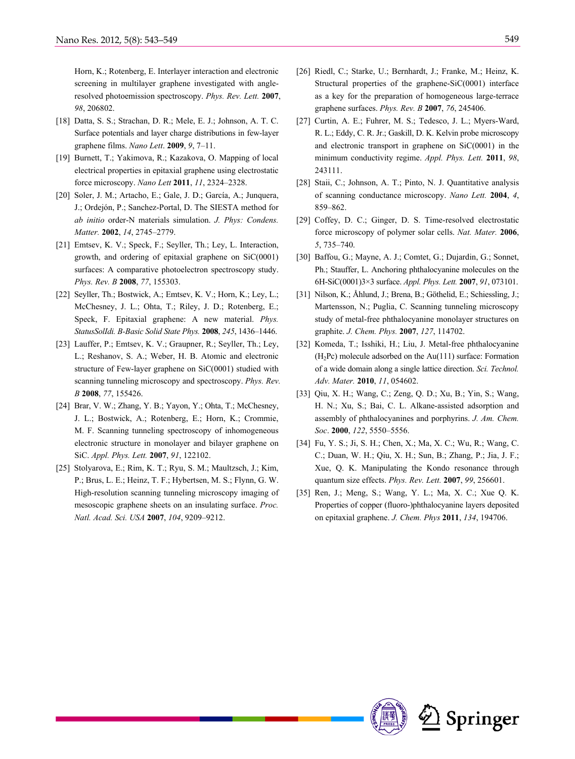Horn, K.; Rotenberg, E. Interlayer interaction and electronic screening in multilayer graphene investigated with angle-resolved photoemission spectroscopy. *Phys. Rev. Lett.* **2007**, *98*, 206802.

[18] Datta, S. S.; Strachan, D. R.; Mele, E. J.; Johnson, A. T. C. Surface potentials and layer charge distributions in few-layer graphene films. *Nano Lett*. **2009**, *9*, 7–11.

[19] Burnett, T.; Yakimova, R.; Kazakova, O. Mapping of local electrical properties in epitaxial graphene using electrostatic force microscopy. *Nano Lett* **2011**, *11*, 2324–2328.

[20] Soler, J. M.; Artacho, E.; Gale, J. D.; García, A.; Junquera, J.; Ordejón, P.; Sanchez-Portal, D. The SIESTA method for *ab initio* order-N materials simulation. *J. Phys: Condens. Matter.* **2002**, *14*, 2745–2779.

[21] Emtsev, K. V.; Speck, F.; Seyller, Th.; Ley, L. Interaction, growth, and ordering of epitaxial graphene on SiC(0001) surfaces: A comparative photoelectron spectroscopy study. *Phys. Rev. B* **2008**, *77*, 155303.

[22] Seyller, Th.; Bostwick, A.; Emtsev, K. V.; Horn, K.; Ley, L.; McChesney, J. L.; Ohta, T.; Riley, J. D.; Rotenberg, E.; Speck, F. Epitaxial graphene: A new material. *Phys. StatusSolIdi. B-Basic Solid State Phys.* **2008**, *245*, 1436–1446.

[23] Lauffer, P.; Emtsev, K. V.; Graupner, R.; Seyller, Th.; Ley, L.; Reshanov, S. A.; Weber, H. B. Atomic and electronic structure of Few-layer graphene on SiC(0001) studied with scanning tunneling microscopy and spectroscopy. *Phys. Rev. B* **2008**, *77*, 155426.

[24] Brar, V. W.; Zhang, Y. B.; Yayon, Y.; Ohta, T.; McChesney, J. L.; Bostwick, A.; Rotenberg, E.; Horn, K.; Crommie, M. F. Scanning tunneling spectroscopy of inhomogeneous electronic structure in monolayer and bilayer graphene on SiC. *Appl. Phys. Lett.* **2007**, *91*, 122102.

[25] Stolyarova, E.; Rim, K. T.; Ryu, S. M.; Maultzsch, J.; Kim, P.; Brus, L. E.; Heinz, T. F.; Hybertsen, M. S.; Flynn, G. W. High-resolution scanning tunneling microscopy imaging of mesoscopic graphene sheets on an insulating surface. *Proc. Natl. Acad. Sci. USA* **2007**, *104*, 9209–9212.

[26] Riedl, C.; Starke, U.; Bernhardt, J.; Franke, M.; Heinz, K. Structural properties of the graphene-SiC(0001) interface as a key for the preparation of homogeneous large-terrace graphene surfaces. *Phys. Rev. B* **2007**, *76*, 245406.

[27] Curtin, A. E.; Fuhrer, M. S.; Tedesco, J. L.; Myers-Ward, R. L.; Eddy, C. R. Jr.; Gaskill, D. K. Kelvin probe microscopy and electronic transport in graphene on SiC(0001) in the minimum conductivity regime. *Appl. Phys. Lett.* **2011**, *98*, 243111.

[28] Staii, C.; Johnson, A. T.; Pinto, N. J. Quantitative analysis of scanning conductance microscopy. *Nano Lett.* **2004**, *4*, 859–862.

[29] Coffey, D. C.; Ginger, D. S. Time-resolved electrostatic force microscopy of polymer solar cells. *Nat. Mater.* **2006**, *5*, 735–740.

[30] Baffou, G.; Mayne, A. J.; Comtet, G.; Dujardin, G.; Sonnet, Ph.; Stauffer, L. Anchoring phthalocyanine molecules on the 6H-SiC(0001)3×3 surface. *Appl. Phys. Lett.* **2007**, *91*, 073101.

[31] Nilson, K.; Åhlund, J.; Brena, B.; Göthelid, E.; Schiessling, J.; Martensson, N.; Puglia, C. Scanning tunneling microscopy study of metal-free phthalocyanine monolayer structures on graphite. *J. Chem. Phys.* **2007**, *127*, 114702.

[32] Komeda, T.; Isshiki, H.; Liu, J. Metal-free phthalocyanine ($H_2Pc$) molecule adsorbed on the Au(111) surface: Formation of a wide domain along a single lattice direction. *Sci. Technol. Adv. Mater.* **2010**, *11*, 054602.

[33] Qiu, X. H.; Wang, C.; Zeng, Q. D.; Xu, B.; Yin, S.; Wang, H. N.; Xu, S.; Bai, C. L. Alkane-assisted adsorption and assembly of phthalocyanines and porphyrins. *J. Am. Chem. Soc*. **2000**, *122*, 5550–5556.

[34] Fu, Y. S.; Ji, S. H.; Chen, X.; Ma, X. C.; Wu, R.; Wang, C. C.; Duan, W. H.; Qiu, X. H.; Sun, B.; Zhang, P.; Jia, J. F.; Xue, Q. K. Manipulating the Kondo resonance through quantum size effects. *Phys. Rev. Lett.* **2007**, *99*, 256601.

[35] Ren, J.; Meng, S.; Wang, Y. L.; Ma, X. C.; Xue Q. K. Properties of copper (fluoro-)phthalocyanine layers deposited on epitaxial graphene. *J. Chem. Phys* **2011**, *134*, 194706.